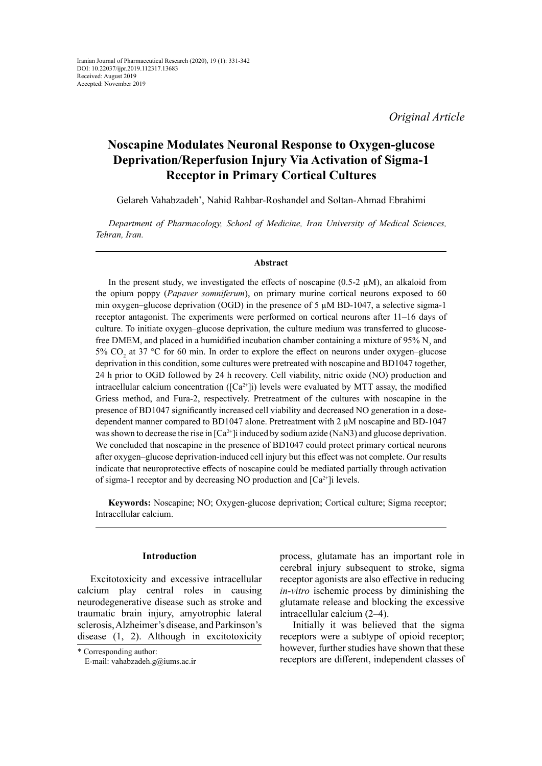Iranian Journal of Pharmaceutical Research (2020), 19 (1): 331-342
DOI: 10.22037/ijpr.2019.112317.13683
Received: August 2019
Accepted: November 2019

*Original Article*

# Noscapine Modulates Neuronal Response to Oxygen-glucose Deprivation/Reperfusion Injury Via Activation of Sigma-1 Receptor in Primary Cortical Cultures

Gelareh Vahabzadeh*, Nahid Rahbar-Roshandel and Soltan-Ahmad Ebrahimi

*Department of Pharmacology, School of Medicine, Iran University of Medical Sciences, Tehran, Iran.*

## Abstract

In the present study, we investigated the effects of noscapine (0.5-2 μM), an alkaloid from the opium poppy (*Papaver somniferum*), on primary murine cortical neurons exposed to 60 min oxygen–glucose deprivation (OGD) in the presence of 5 μM BD-1047, a selective sigma-1 receptor antagonist. The experiments were performed on cortical neurons after 11–16 days of culture. To initiate oxygen–glucose deprivation, the culture medium was transferred to glucose-free DMEM, and placed in a humidified incubation chamber containing a mixture of 95% $N_2$ and 5% $CO_2$ at 37 °C for 60 min. In order to explore the effect on neurons under oxygen–glucose deprivation in this condition, some cultures were pretreated with noscapine and BD1047 together, 24 h prior to OGD followed by 24 h recovery. Cell viability, nitric oxide (NO) production and intracellular calcium concentration ($[Ca^{2+}]$i) levels were evaluated by MTT assay, the modified Griess method, and Fura-2, respectively. Pretreatment of the cultures with noscapine in the presence of BD1047 significantly increased cell viability and decreased NO generation in a dose-dependent manner compared to BD1047 alone. Pretreatment with 2 μM noscapine and BD-1047 was shown to decrease the rise in $[Ca^{2+}]$i induced by sodium azide (NaN3) and glucose deprivation. We concluded that noscapine in the presence of BD1047 could protect primary cortical neurons after oxygen–glucose deprivation-induced cell injury but this effect was not complete. Our results indicate that neuroprotective effects of noscapine could be mediated partially through activation of sigma-1 receptor and by decreasing NO production and $[Ca^{2+}]$i levels.

**Keywords:** Noscapine; NO; Oxygen-glucose deprivation; Cortical culture; Sigma receptor; Intracellular calcium.

## Introduction

Excitotoxicity and excessive intracellular calcium play central roles in causing neurodegenerative disease such as stroke and traumatic brain injury, amyotrophic lateral sclerosis, Alzheimer's disease, and Parkinson's disease (1, 2). Although in excitotoxicity process, glutamate has an important role in cerebral injury subsequent to stroke, sigma receptor agonists are also effective in reducing *in-vitro* ischemic process by diminishing the glutamate release and blocking the excessive intracellular calcium (2–4).

Initially it was believed that the sigma receptors were a subtype of opioid receptor; however, further studies have shown that these receptors are different, independent classes of

* Corresponding author:
E-mail: vahabzadeh.g@iums.ac.ir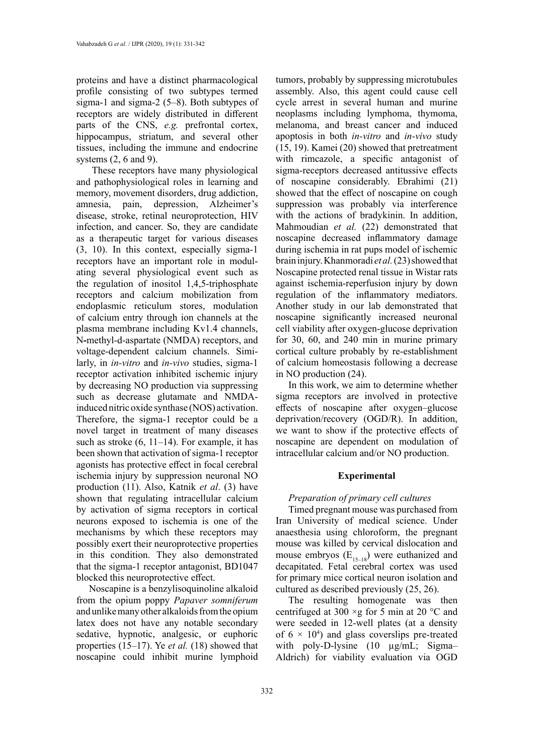proteins and have a distinct pharmacological profile consisting of two subtypes termed sigma-1 and sigma-2 (5–8). Both subtypes of receptors are widely distributed in different parts of the CNS, *e.g.* prefrontal cortex, hippocampus, striatum, and several other tissues, including the immune and endocrine systems (2, 6 and 9).

These receptors have many physiological and pathophysiological roles in learning and memory, movement disorders, drug addiction, amnesia, pain, depression, Alzheimer's disease, stroke, retinal neuroprotection, HIV infection, and cancer. So, they are candidate as a therapeutic target for various diseases (3, 10). In this context, especially sigma-1 receptors have an important role in modulating several physiological event such as the regulation of inositol 1,4,5-triphosphate receptors and calcium mobilization from endoplasmic reticulum stores, modulation of calcium entry through ion channels at the plasma membrane including Kv1.4 channels, N-methyl-d-aspartate (NMDA) receptors, and voltage-dependent calcium channels. Similarly, in *in-vitro* and *in-vivo* studies, sigma-1 receptor activation inhibited ischemic injury by decreasing NO production via suppressing such as decrease glutamate and NMDA-induced nitric oxide synthase (NOS) activation. Therefore, the sigma-1 receptor could be a novel target in treatment of many diseases such as stroke (6, 11–14). For example, it has been shown that activation of sigma-1 receptor agonists has protective effect in focal cerebral ischemia injury by suppression neuronal NO production (11). Also, Katnik *et al*. (3) have shown that regulating intracellular calcium by activation of sigma receptors in cortical neurons exposed to ischemia is one of the mechanisms by which these receptors may possibly exert their neuroprotective properties in this condition. They also demonstrated that the sigma-1 receptor antagonist, BD1047 blocked this neuroprotective effect.

Noscapine is a benzylisoquinoline alkaloid from the opium poppy *Papaver somniferum* and unlike many other alkaloids from the opium latex does not have any notable secondary sedative, hypnotic, analgesic, or euphoric properties (15–17). Ye *et al.* (18) showed that noscapine could inhibit murine lymphoid tumors, probably by suppressing microtubules assembly. Also, this agent could cause cell cycle arrest in several human and murine neoplasms including lymphoma, thymoma, melanoma, and breast cancer and induced apoptosis in both *in-vitro* and *in-vivo* study (15, 19). Kamei (20) showed that pretreatment with rimcazole, a specific antagonist of sigma-receptors decreased antitussive effects of noscapine considerably. Ebrahimi (21) showed that the effect of noscapine on cough suppression was probably via interference with the actions of bradykinin. In addition, Mahmoudian *et al.* (22) demonstrated that noscapine decreased inflammatory damage during ischemia in rat pups model of ischemic brain injury. Khanmoradi *et al.* (23) showed that Noscapine protected renal tissue in Wistar rats against ischemia-reperfusion injury by down regulation of the inflammatory mediators. Another study in our lab demonstrated that noscapine significantly increased neuronal cell viability after oxygen-glucose deprivation for 30, 60, and 240 min in murine primary cortical culture probably by re-establishment of calcium homeostasis following a decrease in NO production (24).

In this work, we aim to determine whether sigma receptors are involved in protective effects of noscapine after oxygen–glucose deprivation/recovery (OGD/R). In addition, we want to show if the protective effects of noscapine are dependent on modulation of intracellular calcium and/or NO production.

## Experimental

### *Preparation of primary cell cultures*

Timed pregnant mouse was purchased from Iran University of medical science. Under anaesthesia using chloroform, the pregnant mouse was killed by cervical dislocation and mouse embryos ($E_{15-18}$) were euthanized and decapitated. Fetal cerebral cortex was used for primary mice cortical neuron isolation and cultured as described previously (25, 26).

The resulting homogenate was then centrifuged at 300 ×g for 5 min at 20 °C and were seeded in 12-well plates (at a density of $6 \times 10^4$) and glass coverslips pre-treated with poly-D-lysine (10 µg/mL; Sigma–Aldrich) for viability evaluation via OGD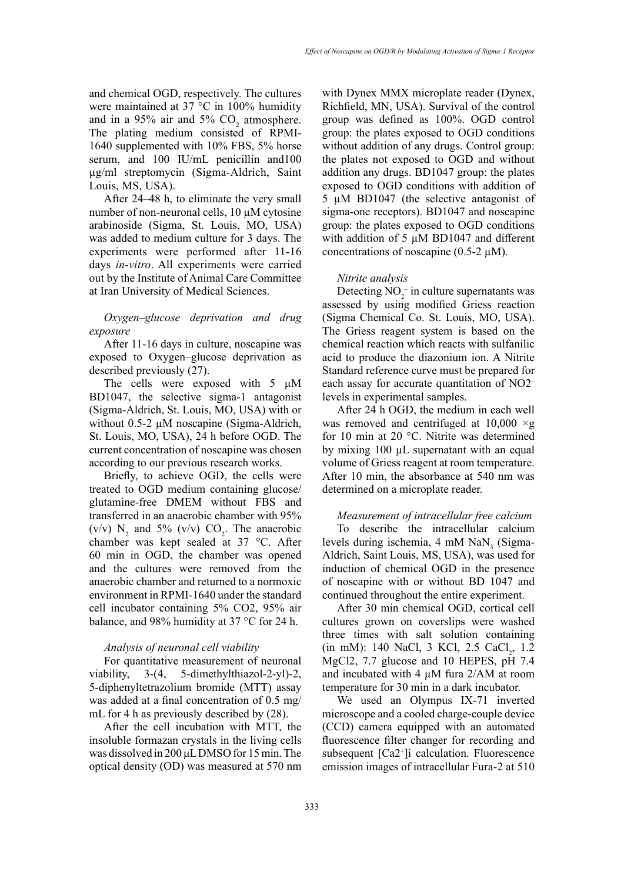and chemical OGD, respectively. The cultures were maintained at 37 °C in 100% humidity and in a 95% air and 5% $CO_2$ atmosphere. The plating medium consisted of RPMI-1640 supplemented with 10% FBS, 5% horse serum, and 100 IU/mL penicillin and100 µg/ml streptomycin (Sigma-Aldrich, Saint Louis, MS, USA).

After 24–48 h, to eliminate the very small number of non-neuronal cells, 10 µM cytosine arabinoside (Sigma, St. Louis, MO, USA) was added to medium culture for 3 days. The experiments were performed after 11-16 days *in-vitro*. All experiments were carried out by the Institute of Animal Care Committee at Iran University of Medical Sciences.

*Oxygen–glucose deprivation and drug exposure*

After 11-16 days in culture, noscapine was exposed to Oxygen–glucose deprivation as described previously (27).

The cells were exposed with 5 µM BD1047, the selective sigma-1 antagonist (Sigma-Aldrich, St. Louis, MO, USA) with or without 0.5-2 µM noscapine (Sigma-Aldrich, St. Louis, MO, USA), 24 h before OGD. The current concentration of noscapine was chosen according to our previous research works.

Briefly, to achieve OGD, the cells were treated to OGD medium containing glucose/glutamine-free DMEM without FBS and transferred in an anaerobic chamber with 95% (v/v) $N_2$ and 5% (v/v) $CO_2$. The anaerobic chamber was kept sealed at 37 °C. After 60 min in OGD, the chamber was opened and the cultures were removed from the anaerobic chamber and returned to a normoxic environment in RPMI-1640 under the standard cell incubator containing 5% CO2, 95% air balance, and 98% humidity at 37 °C for 24 h.

*Analysis of neuronal cell viability*

For quantitative measurement of neuronal viability, 3-(4, 5-dimethylthiazol-2-yl)-2, 5-diphenyltetrazolium bromide (MTT) assay was added at a final concentration of 0.5 mg/mL for 4 h as previously described by (28).

After the cell incubation with MTT, the insoluble formazan crystals in the living cells was dissolved in 200 µL DMSO for 15 min. The optical density (OD) was measured at 570 nm with Dynex MMX microplate reader (Dynex, Richfield, MN, USA). Survival of the control group was defined as 100%. OGD control group: the plates exposed to OGD conditions without addition of any drugs. Control group: the plates not exposed to OGD and without addition any drugs. BD1047 group: the plates exposed to OGD conditions with addition of 5 µM BD1047 (the selective antagonist of sigma-one receptors). BD1047 and noscapine group: the plates exposed to OGD conditions with addition of 5 µM BD1047 and different concentrations of noscapine (0.5-2 µM).

*Nitrite analysis*

Detecting $NO_2^-$ in culture supernatants was assessed by using modified Griess reaction (Sigma Chemical Co. St. Louis, MO, USA). The Griess reagent system is based on the chemical reaction which reacts with sulfanilic acid to produce the diazonium ion. A Nitrite Standard reference curve must be prepared for each assay for accurate quantitation of $NO2^-$ levels in experimental samples.

After 24 h OGD, the medium in each well was removed and centrifuged at 10,000 ×g for 10 min at 20 °C. Nitrite was determined by mixing 100 µL supernatant with an equal volume of Griess reagent at room temperature. After 10 min, the absorbance at 540 nm was determined on a microplate reader.

*Measurement of intracellular free calcium*

To describe the intracellular calcium levels during ischemia, 4 mM $NaN_3$ (Sigma-Aldrich, Saint Louis, MS, USA), was used for induction of chemical OGD in the presence of noscapine with or without BD 1047 and continued throughout the entire experiment.

After 30 min chemical OGD, cortical cell cultures grown on coverslips were washed three times with salt solution containing (in mM): 140 NaCl, 3 KCl, 2.5 $CaCl_2$, 1.2 MgCl2, 7.7 glucose and 10 HEPES, pH 7.4 and incubated with 4 µM fura 2/AM at room temperature for 30 min in a dark incubator.

We used an Olympus IX-71 inverted microscope and a cooled charge-couple device (CCD) camera equipped with an automated fluorescence filter changer for recording and subsequent $[Ca2^+]$i calculation. Fluorescence emission images of intracellular Fura-2 at 510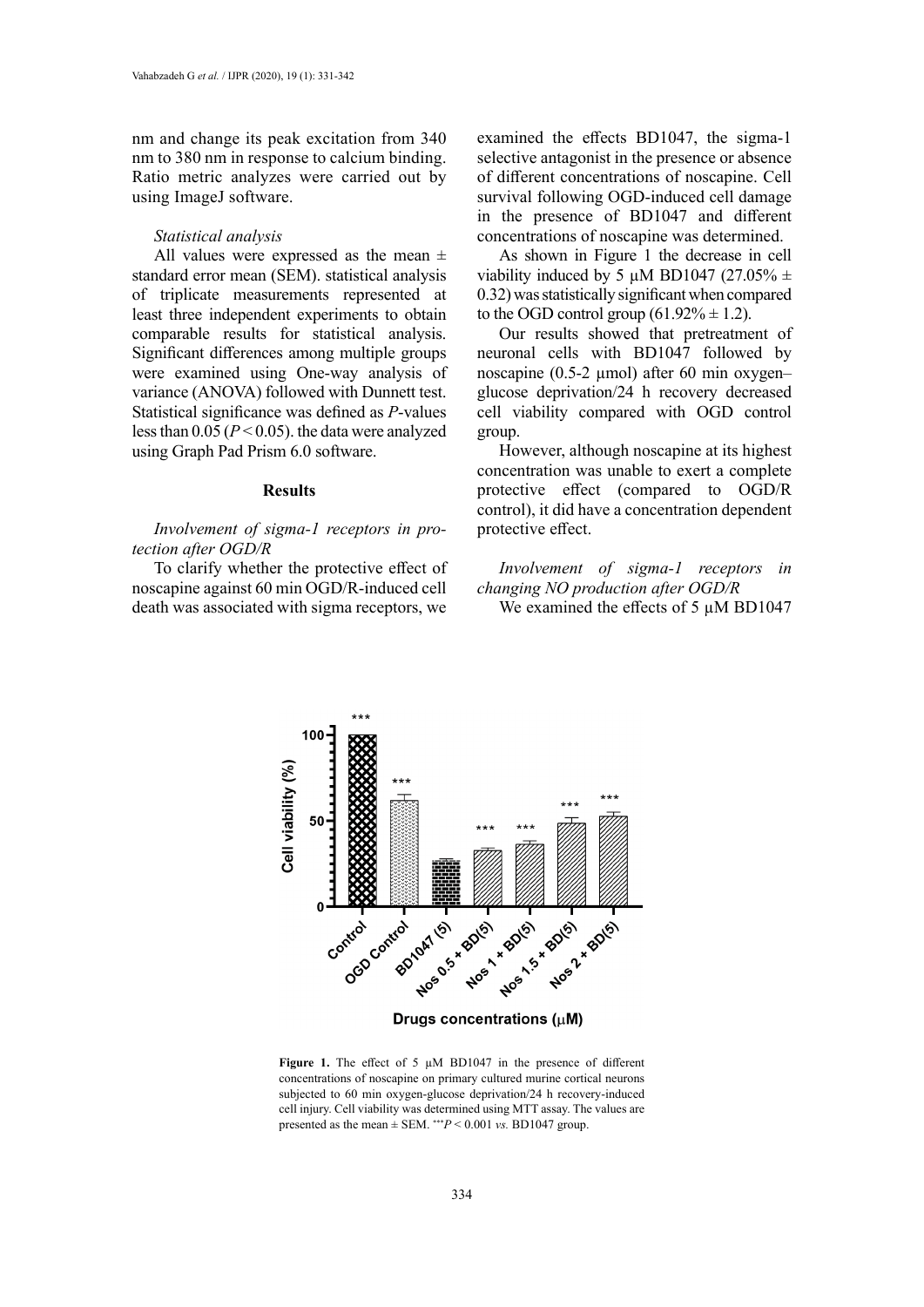nm and change its peak excitation from 340 nm to 380 nm in response to calcium binding. Ratio metric analyzes were carried out by using ImageJ software.

### *Statistical analysis*

All values were expressed as the mean ± standard error mean (SEM). statistical analysis of triplicate measurements represented at least three independent experiments to obtain comparable results for statistical analysis. Significant differences among multiple groups were examined using One-way analysis of variance (ANOVA) followed with Dunnett test. Statistical significance was defined as *P*-values less than 0.05 ($P < 0.05$). the data were analyzed using Graph Pad Prism 6.0 software.

## Results

### *Involvement of sigma-1 receptors in protection after OGD/R*

To clarify whether the protective effect of noscapine against 60 min OGD/R-induced cell death was associated with sigma receptors, we examined the effects BD1047, the sigma-1 selective antagonist in the presence or absence of different concentrations of noscapine. Cell survival following OGD-induced cell damage in the presence of BD1047 and different concentrations of noscapine was determined.

As shown in Figure 1 the decrease in cell viability induced by 5 µM BD1047 (27.05% ± 0.32) was statistically significant when compared to the OGD control group (61.92% ± 1.2).

Our results showed that pretreatment of neuronal cells with BD1047 followed by noscapine (0.5-2 µmol) after 60 min oxygen–glucose deprivation/24 h recovery decreased cell viability compared with OGD control group.

However, although noscapine at its highest concentration was unable to exert a complete protective effect (compared to OGD/R control), it did have a concentration dependent protective effect.

### *Involvement of sigma-1 receptors in changing NO production after OGD/R*

We examined the effects of 5 µM BD1047

**Figure 1.** The effect of 5 µM BD1047 in the presence of different concentrations of noscapine on primary cultured murine cortical neurons subjected to 60 min oxygen-glucose deprivation/24 h recovery-induced cell injury. Cell viability was determined using MTT assay. The values are presented as the mean ± SEM. $^{***}P < 0.001$ *vs.* BD1047 group.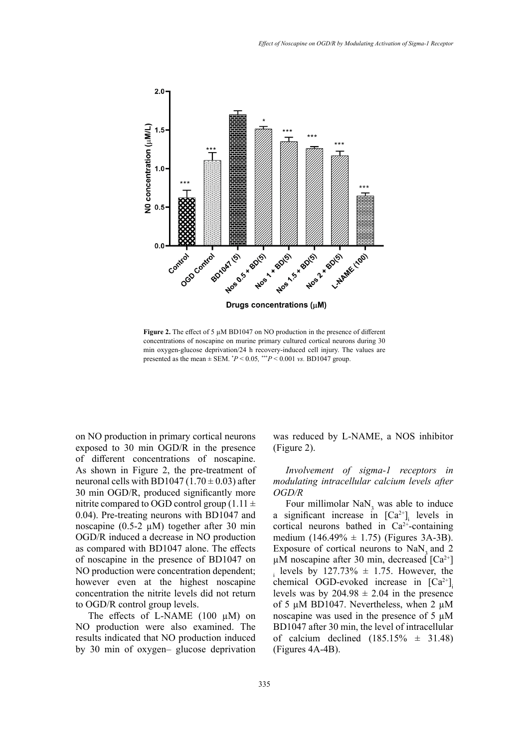**Figure 2.** The effect of 5 μM BD1047 on NO production in the presence of different concentrations of noscapine on murine primary cultured cortical neurons during 30 min oxygen-glucose deprivation/24 h recovery-induced cell injury. The values are presented as the mean ± SEM. $^{*}P < 0.05$, $^{***}P < 0.001$ *vs.* BD1047 group.

on NO production in primary cortical neurons exposed to 30 min OGD/R in the presence of different concentrations of noscapine. As shown in Figure 2, the pre-treatment of neuronal cells with BD1047 (1.70 ± 0.03) after 30 min OGD/R, produced significantly more nitrite compared to OGD control group (1.11 ± 0.04). Pre-treating neurons with BD1047 and noscapine (0.5-2 μM) together after 30 min OGD/R induced a decrease in NO production as compared with BD1047 alone. The effects of noscapine in the presence of BD1047 on NO production were concentration dependent; however even at the highest noscapine concentration the nitrite levels did not return to OGD/R control group levels.

The effects of L-NAME (100 μM) on NO production were also examined. The results indicated that NO production induced by 30 min of oxygen– glucose deprivation was reduced by L-NAME, a NOS inhibitor (Figure 2).

*Involvement of sigma-1 receptors in modulating intracellular calcium levels after OGD/R*

Four millimolar $NaN_3$ was able to induce a significant increase in $[Ca^{2+}]_i$ levels in cortical neurons bathed in $Ca^{2+}$-containing medium (146.49% ± 1.75) (Figures 3A-3B). Exposure of cortical neurons to $NaN_3$ and 2 μM noscapine after 30 min, decreased $[Ca^{2+}]_i$ levels by 127.73% ± 1.75. However, the chemical OGD-evoked increase in $[Ca^{2+}]_i$ levels was by 204.98 ± 2.04 in the presence of 5 μM BD1047. Nevertheless, when 2 μM noscapine was used in the presence of 5 μM BD1047 after 30 min, the level of intracellular of calcium declined (185.15% ± 31.48) (Figures 4A-4B).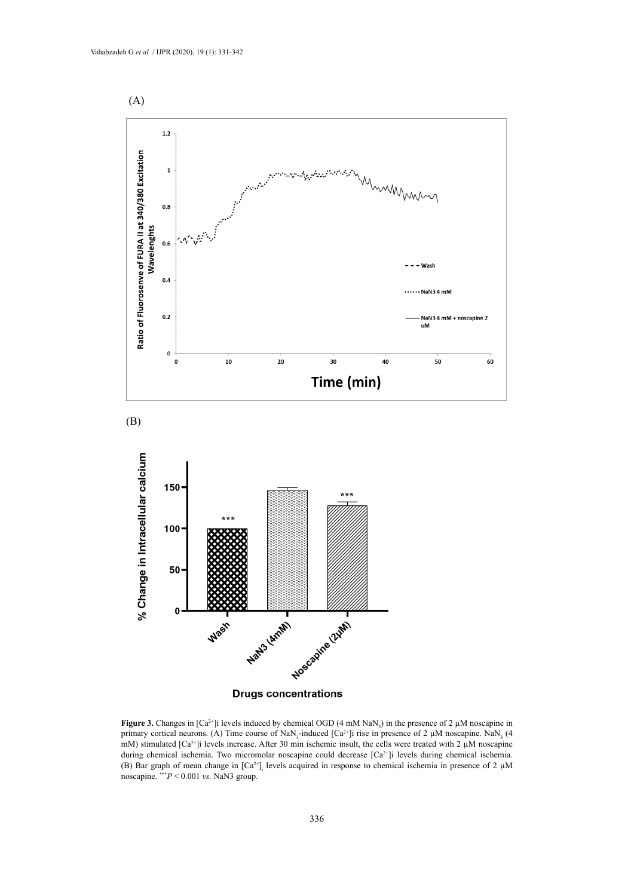(A)

(B)

**Figure 3.** Changes in $[Ca^{2+}]i$ levels induced by chemical OGD (4 mM $NaN_3$) in the presence of 2 μM noscapine in primary cortical neurons. (A) Time course of $NaN_3$-induced $[Ca^{2+}]i$ rise in presence of 2 μM noscapine. $NaN_3$ (4 mM) stimulated $[Ca^{2+}]i$ levels increase. After 30 min ischemic insult, the cells were treated with 2 μM noscapine during chemical ischemia. Two micromolar noscapine could decrease $[Ca^{2+}]i$ levels during chemical ischemia. (B) Bar graph of mean change in $[Ca^{2+}]_i$ levels acquired in response to chemical ischemia in presence of 2 μM noscapine. $^{***}P < 0.001$ *vs.* NaN3 group.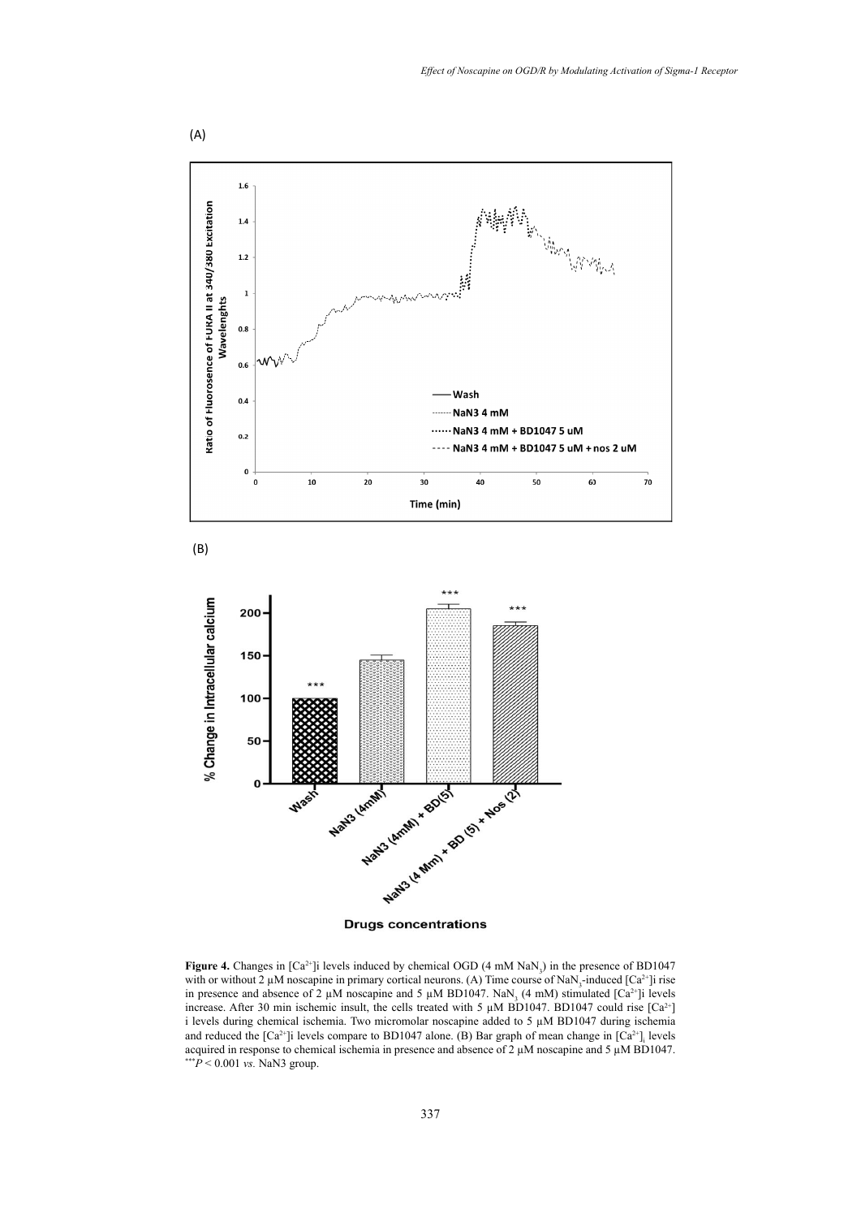(A)

(B)

**Figure 4.** Changes in $[Ca^{2+}]i$ levels induced by chemical OGD (4 mM $NaN_3$) in the presence of BD1047 with or without 2 µM noscapine in primary cortical neurons. (A) Time course of $NaN_3$-induced $[Ca^{2+}]i$ rise in presence and absence of 2 µM noscapine and 5 µM BD1047. $NaN_3$ (4 mM) stimulated $[Ca^{2+}]i$ levels increase. After 30 min ischemic insult, the cells treated with 5 µM BD1047. BD1047 could rise $[Ca^{2+}]$ i levels during chemical ischemia. Two micromolar noscapine added to 5 µM BD1047 during ischemia and reduced the $[Ca^{2+}]i$ levels compare to BD1047 alone. (B) Bar graph of mean change in $[Ca^{2+}]_i$ levels acquired in response to chemical ischemia in presence and absence of 2 µM noscapine and 5 µM BD1047. $^{***}P < 0.001$ *vs*. NaN3 group.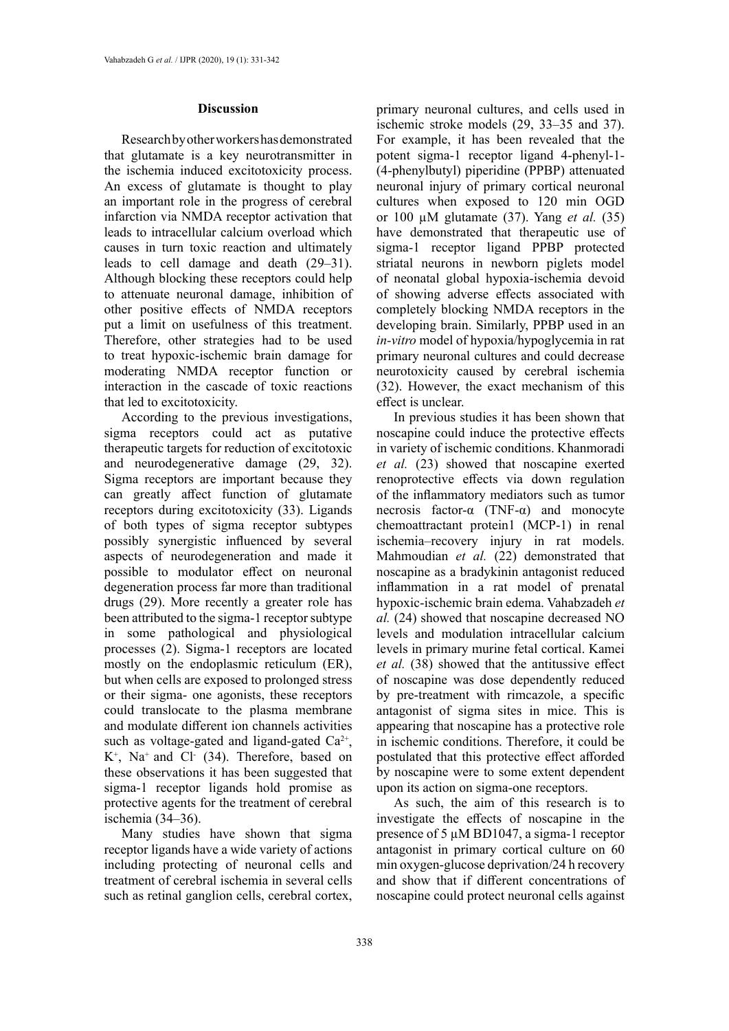## Discussion

Research by other workers has demonstrated that glutamate is a key neurotransmitter in the ischemia induced excitotoxicity process. An excess of glutamate is thought to play an important role in the progress of cerebral infarction via NMDA receptor activation that leads to intracellular calcium overload which causes in turn toxic reaction and ultimately leads to cell damage and death (29–31). Although blocking these receptors could help to attenuate neuronal damage, inhibition of other positive effects of NMDA receptors put a limit on usefulness of this treatment. Therefore, other strategies had to be used to treat hypoxic-ischemic brain damage for moderating NMDA receptor function or interaction in the cascade of toxic reactions that led to excitotoxicity.

According to the previous investigations, sigma receptors could act as putative therapeutic targets for reduction of excitotoxic and neurodegenerative damage (29, 32). Sigma receptors are important because they can greatly affect function of glutamate receptors during excitotoxicity (33). Ligands of both types of sigma receptor subtypes possibly synergistic influenced by several aspects of neurodegeneration and made it possible to modulator effect on neuronal degeneration process far more than traditional drugs (29). More recently a greater role has been attributed to the sigma-1 receptor subtype in some pathological and physiological processes (2). Sigma-1 receptors are located mostly on the endoplasmic reticulum (ER), but when cells are exposed to prolonged stress or their sigma- one agonists, these receptors could translocate to the plasma membrane and modulate different ion channels activities such as voltage-gated and ligand-gated $Ca^{2+}$, $K^{+}$, $Na^{+}$ and $Cl^{-}$ (34). Therefore, based on these observations it has been suggested that sigma-1 receptor ligands hold promise as protective agents for the treatment of cerebral ischemia (34–36).

Many studies have shown that sigma receptor ligands have a wide variety of actions including protecting of neuronal cells and treatment of cerebral ischemia in several cells such as retinal ganglion cells, cerebral cortex, primary neuronal cultures, and cells used in ischemic stroke models (29, 33–35 and 37). For example, it has been revealed that the potent sigma-1 receptor ligand 4-phenyl-1-(4-phenylbutyl) piperidine (PPBP) attenuated neuronal injury of primary cortical neuronal cultures when exposed to 120 min OGD or 100 µM glutamate (37). Yang *et al.* (35) have demonstrated that therapeutic use of sigma-1 receptor ligand PPBP protected striatal neurons in newborn piglets model of neonatal global hypoxia-ischemia devoid of showing adverse effects associated with completely blocking NMDA receptors in the developing brain. Similarly, PPBP used in an *in-vitro* model of hypoxia/hypoglycemia in rat primary neuronal cultures and could decrease neurotoxicity caused by cerebral ischemia (32). However, the exact mechanism of this effect is unclear.

In previous studies it has been shown that noscapine could induce the protective effects in variety of ischemic conditions. Khanmoradi *et al.* (23) showed that noscapine exerted renoprotective effects via down regulation of the inflammatory mediators such as tumor necrosis factor-α (TNF-α) and monocyte chemoattractant protein1 (MCP-1) in renal ischemia–recovery injury in rat models. Mahmoudian *et al.* (22) demonstrated that noscapine as a bradykinin antagonist reduced inflammation in a rat model of prenatal hypoxic-ischemic brain edema. Vahabzadeh *et al.* (24) showed that noscapine decreased NO levels and modulation intracellular calcium levels in primary murine fetal cortical. Kamei *et al.* (38) showed that the antitussive effect of noscapine was dose dependently reduced by pre-treatment with rimcazole, a specific antagonist of sigma sites in mice. This is appearing that noscapine has a protective role in ischemic conditions. Therefore, it could be postulated that this protective effect afforded by noscapine were to some extent dependent upon its action on sigma-one receptors.

As such, the aim of this research is to investigate the effects of noscapine in the presence of 5 µM BD1047, a sigma-1 receptor antagonist in primary cortical culture on 60 min oxygen-glucose deprivation/24 h recovery and show that if different concentrations of noscapine could protect neuronal cells against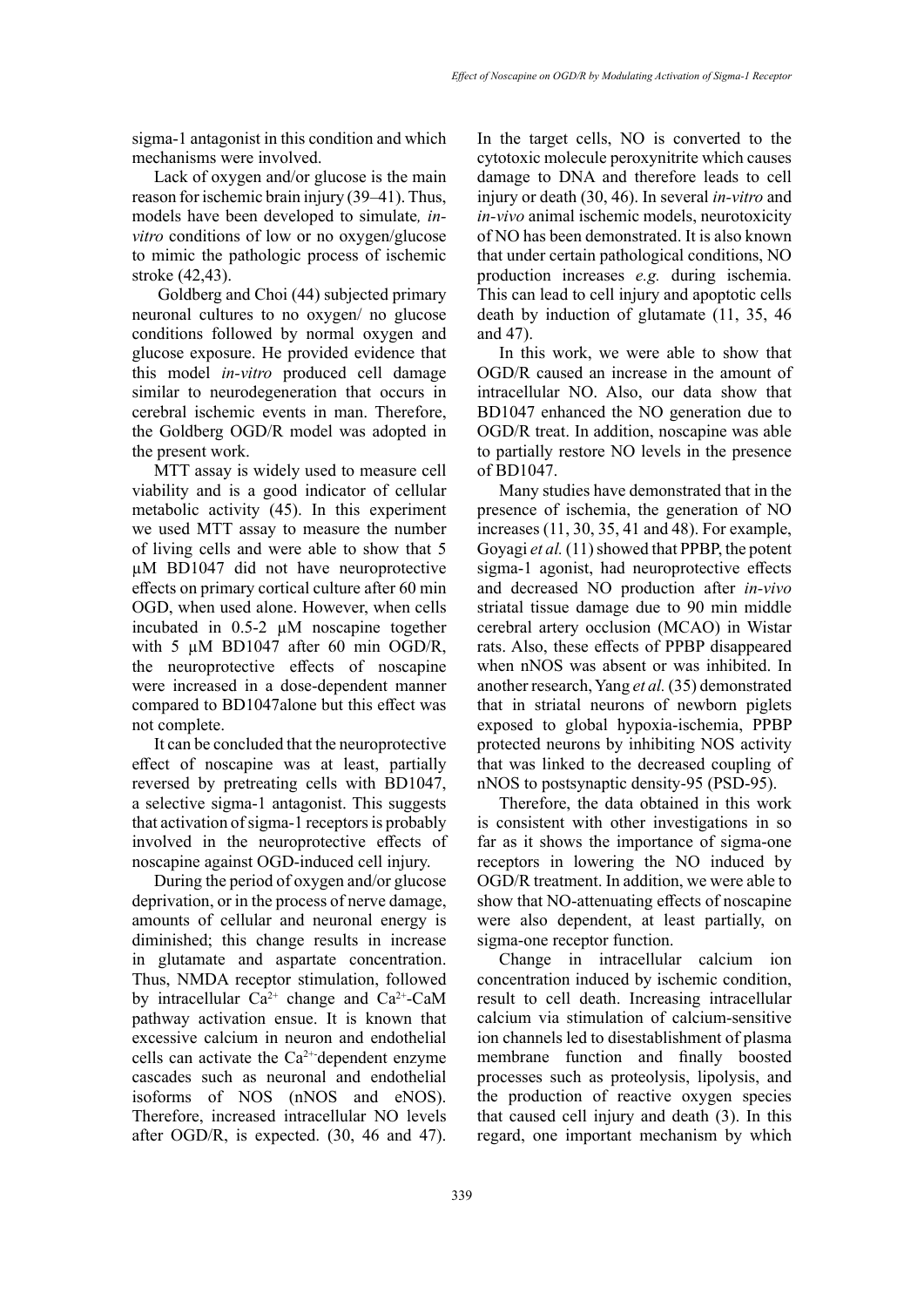sigma-1 antagonist in this condition and which mechanisms were involved.

Lack of oxygen and/or glucose is the main reason for ischemic brain injury (39–41). Thus, models have been developed to simulate*, in-vitro* conditions of low or no oxygen/glucose to mimic the pathologic process of ischemic stroke (42,43).

Goldberg and Choi (44) subjected primary neuronal cultures to no oxygen/ no glucose conditions followed by normal oxygen and glucose exposure. He provided evidence that this model *in-vitro* produced cell damage similar to neurodegeneration that occurs in cerebral ischemic events in man. Therefore, the Goldberg OGD/R model was adopted in the present work.

MTT assay is widely used to measure cell viability and is a good indicator of cellular metabolic activity (45). In this experiment we used MTT assay to measure the number of living cells and were able to show that 5 μM BD1047 did not have neuroprotective effects on primary cortical culture after 60 min OGD, when used alone. However, when cells incubated in 0.5-2 μM noscapine together with 5 μM BD1047 after 60 min OGD/R, the neuroprotective effects of noscapine were increased in a dose-dependent manner compared to BD1047alone but this effect was not complete.

It can be concluded that the neuroprotective effect of noscapine was at least, partially reversed by pretreating cells with BD1047, a selective sigma-1 antagonist. This suggests that activation of sigma-1 receptors is probably involved in the neuroprotective effects of noscapine against OGD-induced cell injury.

During the period of oxygen and/or glucose deprivation, or in the process of nerve damage, amounts of cellular and neuronal energy is diminished; this change results in increase in glutamate and aspartate concentration. Thus, NMDA receptor stimulation, followed by intracellular $Ca^{2+}$ change and $Ca^{2+}$-CaM pathway activation ensue. It is known that excessive calcium in neuron and endothelial cells can activate the $Ca^{2+}$-dependent enzyme cascades such as neuronal and endothelial isoforms of NOS (nNOS and eNOS). Therefore, increased intracellular NO levels after OGD/R, is expected. (30, 46 and 47). In the target cells, NO is converted to the cytotoxic molecule peroxynitrite which causes damage to DNA and therefore leads to cell injury or death (30, 46). In several *in-vitro* and *in-vivo* animal ischemic models, neurotoxicity of NO has been demonstrated. It is also known that under certain pathological conditions, NO production increases *e.g.* during ischemia. This can lead to cell injury and apoptotic cells death by induction of glutamate (11, 35, 46 and 47).

In this work, we were able to show that OGD/R caused an increase in the amount of intracellular NO. Also, our data show that BD1047 enhanced the NO generation due to OGD/R treat. In addition, noscapine was able to partially restore NO levels in the presence of BD1047.

Many studies have demonstrated that in the presence of ischemia, the generation of NO increases (11, 30, 35, 41 and 48). For example, Goyagi *et al.* (11) showed that PPBP, the potent sigma-1 agonist, had neuroprotective effects and decreased NO production after *in-vivo* striatal tissue damage due to 90 min middle cerebral artery occlusion (MCAO) in Wistar rats. Also, these effects of PPBP disappeared when nNOS was absent or was inhibited. In another research, Yang *et al.* (35) demonstrated that in striatal neurons of newborn piglets exposed to global hypoxia-ischemia, PPBP protected neurons by inhibiting NOS activity that was linked to the decreased coupling of nNOS to postsynaptic density-95 (PSD-95).

Therefore, the data obtained in this work is consistent with other investigations in so far as it shows the importance of sigma-one receptors in lowering the NO induced by OGD/R treatment. In addition, we were able to show that NO-attenuating effects of noscapine were also dependent, at least partially, on sigma-one receptor function.

Change in intracellular calcium ion concentration induced by ischemic condition, result to cell death. Increasing intracellular calcium via stimulation of calcium-sensitive ion channels led to disestablishment of plasma membrane function and finally boosted processes such as proteolysis, lipolysis, and the production of reactive oxygen species that caused cell injury and death (3). In this regard, one important mechanism by which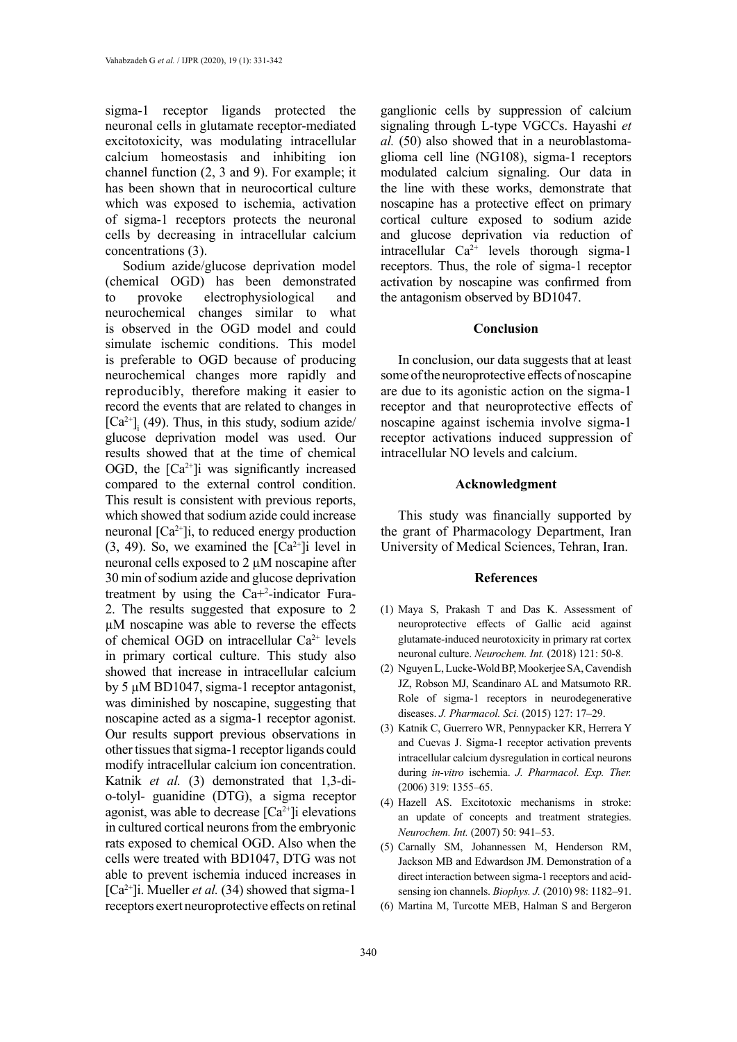sigma-1 receptor ligands protected the neuronal cells in glutamate receptor-mediated excitotoxicity, was modulating intracellular calcium homeostasis and inhibiting ion channel function (2, 3 and 9). For example; it has been shown that in neurocortical culture which was exposed to ischemia, activation of sigma-1 receptors protects the neuronal cells by decreasing in intracellular calcium concentrations (3).

Sodium azide/glucose deprivation model (chemical OGD) has been demonstrated to provoke electrophysiological and neurochemical changes similar to what is observed in the OGD model and could simulate ischemic conditions. This model is preferable to OGD because of producing neurochemical changes more rapidly and reproducibly, therefore making it easier to record the events that are related to changes in $[Ca^{2+}]_i$ (49). Thus, in this study, sodium azide/glucose deprivation model was used. Our results showed that at the time of chemical OGD, the $[Ca^{2+}]$i was significantly increased compared to the external control condition. This result is consistent with previous reports, which showed that sodium azide could increase neuronal $[Ca^{2+}]$i, to reduced energy production (3, 49). So, we examined the $[Ca^{2+}]$i level in neuronal cells exposed to 2 µM noscapine after 30 min of sodium azide and glucose deprivation treatment by using the $Ca^{+2}$-indicator Fura-2. The results suggested that exposure to 2 µM noscapine was able to reverse the effects of chemical OGD on intracellular $Ca^{2+}$ levels in primary cortical culture. This study also showed that increase in intracellular calcium by 5 µM BD1047, sigma-1 receptor antagonist, was diminished by noscapine, suggesting that noscapine acted as a sigma-1 receptor agonist. Our results support previous observations in other tissues that sigma-1 receptor ligands could modify intracellular calcium ion concentration. Katnik *et al.* (3) demonstrated that 1,3-di-o-tolyl- guanidine (DTG), a sigma receptor agonist, was able to decrease $[Ca^{2+}]$i elevations in cultured cortical neurons from the embryonic rats exposed to chemical OGD. Also when the cells were treated with BD1047, DTG was not able to prevent ischemia induced increases in $[Ca^{2+}]$i. Mueller *et al.* (34) showed that sigma-1 receptors exert neuroprotective effects on retinal ganglionic cells by suppression of calcium signaling through L-type VGCCs. Hayashi *et al.* (50) also showed that in a neuroblastoma-glioma cell line (NG108), sigma-1 receptors modulated calcium signaling. Our data in the line with these works, demonstrate that noscapine has a protective effect on primary cortical culture exposed to sodium azide and glucose deprivation via reduction of intracellular $Ca^{2+}$ levels thorough sigma-1 receptors. Thus, the role of sigma-1 receptor activation by noscapine was confirmed from the antagonism observed by BD1047.

## Conclusion

In conclusion, our data suggests that at least some of the neuroprotective effects of noscapine are due to its agonistic action on the sigma-1 receptor and that neuroprotective effects of noscapine against ischemia involve sigma-1 receptor activations induced suppression of intracellular NO levels and calcium.

## Acknowledgment

This study was financially supported by the grant of Pharmacology Department, Iran University of Medical Sciences, Tehran, Iran.

## References

(1) Maya S, Prakash T and Das K. Assessment of neuroprotective effects of Gallic acid against glutamate-induced neurotoxicity in primary rat cortex neuronal culture. *Neurochem. Int.* (2018) 121: 50-8.

(2) Nguyen L, Lucke-Wold BP, Mookerjee SA, Cavendish JZ, Robson MJ, Scandinaro AL and Matsumoto RR. Role of sigma-1 receptors in neurodegenerative diseases. *J. Pharmacol. Sci.* (2015) 127: 17–29.

(3) Katnik C, Guerrero WR, Pennypacker KR, Herrera Y and Cuevas J. Sigma-1 receptor activation prevents intracellular calcium dysregulation in cortical neurons during *in-vitro* ischemia. *J. Pharmacol. Exp. Ther.* (2006) 319: 1355–65.

(4) Hazell AS. Excitotoxic mechanisms in stroke: an update of concepts and treatment strategies. *Neurochem. Int.* (2007) 50: 941–53.

(5) Carnally SM, Johannessen M, Henderson RM, Jackson MB and Edwardson JM. Demonstration of a direct interaction between sigma-1 receptors and acid-sensing ion channels. *Biophys. J.* (2010) 98: 1182–91.

(6) Martina M, Turcotte MEB, Halman S and Bergeron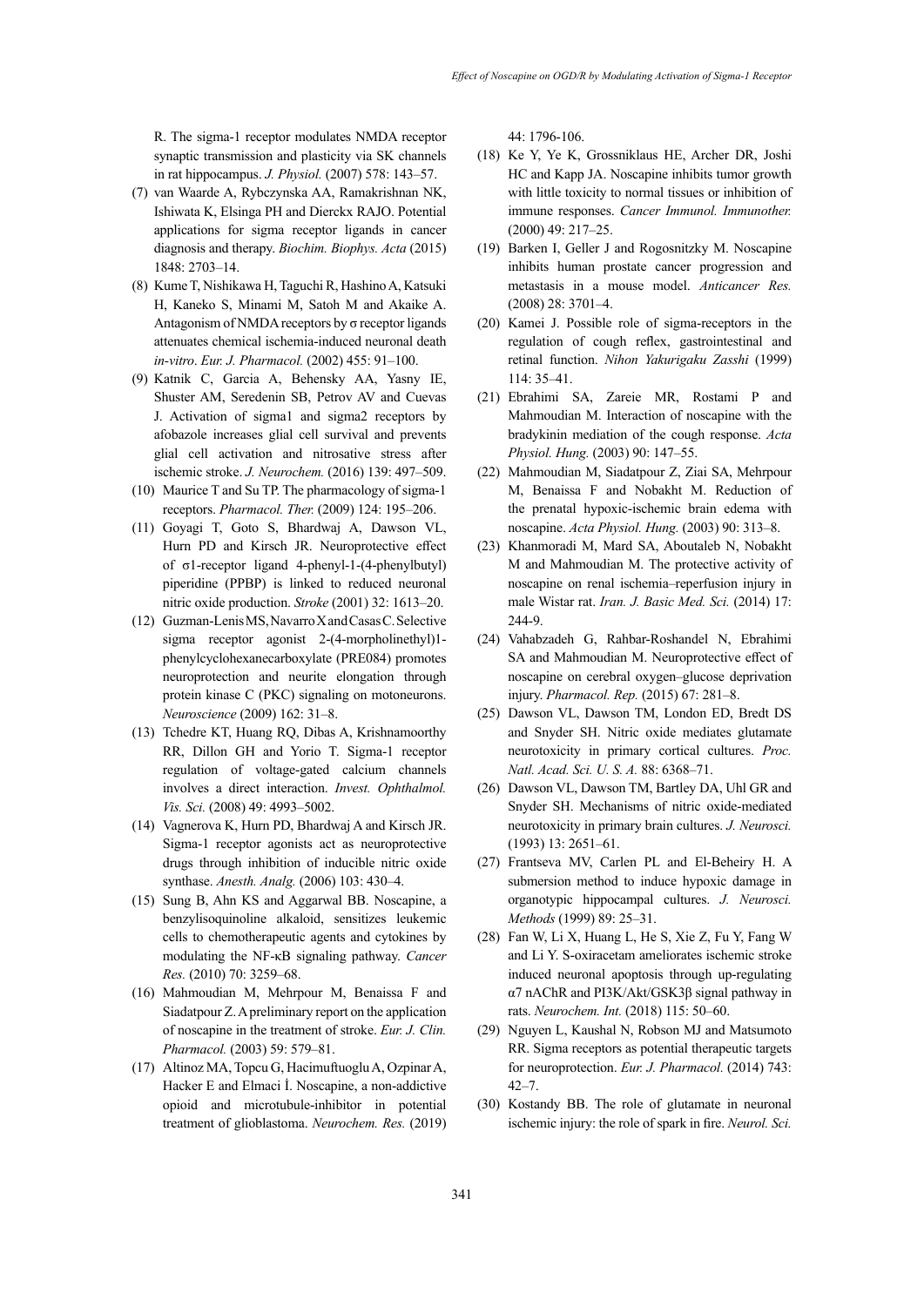R. The sigma-1 receptor modulates NMDA receptor synaptic transmission and plasticity via SK channels in rat hippocampus. *J. Physiol.* (2007) 578: 143–57.

(7) van Waarde A, Rybczynska AA, Ramakrishnan NK, Ishiwata K, Elsinga PH and Dierckx RAJO. Potential applications for sigma receptor ligands in cancer diagnosis and therapy. *Biochim. Biophys. Acta* (2015) 1848: 2703–14.

(8) Kume T, Nishikawa H, Taguchi R, Hashino A, Katsuki H, Kaneko S, Minami M, Satoh M and Akaike A. Antagonism of NMDA receptors by σ receptor ligands attenuates chemical ischemia-induced neuronal death *in-vitro*. *Eur. J. Pharmacol.* (2002) 455: 91–100.

(9) Katnik C, Garcia A, Behensky AA, Yasny IE, Shuster AM, Seredenin SB, Petrov AV and Cuevas J. Activation of sigma1 and sigma2 receptors by afobazole increases glial cell survival and prevents glial cell activation and nitrosative stress after ischemic stroke. *J. Neurochem.* (2016) 139: 497–509.

(10) Maurice T and Su TP. The pharmacology of sigma-1 receptors. *Pharmacol. Ther.* (2009) 124: 195–206.

(11) Goyagi T, Goto S, Bhardwaj A, Dawson VL, Hurn PD and Kirsch JR. Neuroprotective effect of σ1-receptor ligand 4-phenyl-1-(4-phenylbutyl) piperidine (PPBP) is linked to reduced neuronal nitric oxide production. *Stroke* (2001) 32: 1613–20.

(12) Guzman-Lenis MS, Navarro X and Casas C. Selective sigma receptor agonist 2-(4-morpholinethyl)1-phenylcyclohexanecarboxylate (PRE084) promotes neuroprotection and neurite elongation through protein kinase C (PKC) signaling on motoneurons. *Neuroscience* (2009) 162: 31–8.

(13) Tchedre KT, Huang RQ, Dibas A, Krishnamoorthy RR, Dillon GH and Yorio T. Sigma-1 receptor regulation of voltage-gated calcium channels involves a direct interaction. *Invest. Ophthalmol. Vis. Sci.* (2008) 49: 4993–5002.

(14) Vagnerova K, Hurn PD, Bhardwaj A and Kirsch JR. Sigma-1 receptor agonists act as neuroprotective drugs through inhibition of inducible nitric oxide synthase. *Anesth. Analg.* (2006) 103: 430–4.

(15) Sung B, Ahn KS and Aggarwal BB. Noscapine, a benzylisoquinoline alkaloid, sensitizes leukemic cells to chemotherapeutic agents and cytokines by modulating the NF-κB signaling pathway. *Cancer Res.* (2010) 70: 3259–68.

(16) Mahmoudian M, Mehrpour M, Benaissa F and Siadatpour Z. A preliminary report on the application of noscapine in the treatment of stroke. *Eur. J. Clin. Pharmacol.* (2003) 59: 579–81.

(17) Altinoz MA, Topcu G, Hacimuftuoglu A, Ozpinar A, Hacker E and Elmaci İ. Noscapine, a non-addictive opioid and microtubule-inhibitor in potential treatment of glioblastoma. *Neurochem. Res.* (2019) 44: 1796-106.

(18) Ke Y, Ye K, Grossniklaus HE, Archer DR, Joshi HC and Kapp JA. Noscapine inhibits tumor growth with little toxicity to normal tissues or inhibition of immune responses. *Cancer Immunol. Immunother.* (2000) 49: 217–25.

(19) Barken I, Geller J and Rogosnitzky M. Noscapine inhibits human prostate cancer progression and metastasis in a mouse model. *Anticancer Res.* (2008) 28: 3701–4.

(20) Kamei J. Possible role of sigma-receptors in the regulation of cough reflex, gastrointestinal and retinal function. *Nihon Yakurigaku Zasshi* (1999) 114: 35–41.

(21) Ebrahimi SA, Zareie MR, Rostami P and Mahmoudian M. Interaction of noscapine with the bradykinin mediation of the cough response. *Acta Physiol. Hung.* (2003) 90: 147–55.

(22) Mahmoudian M, Siadatpour Z, Ziai SA, Mehrpour M, Benaissa F and Nobakht M. Reduction of the prenatal hypoxic-ischemic brain edema with noscapine. *Acta Physiol. Hung.* (2003) 90: 313–8.

(23) Khanmoradi M, Mard SA, Aboutaleb N, Nobakht M and Mahmoudian M. The protective activity of noscapine on renal ischemia–reperfusion injury in male Wistar rat. *Iran. J. Basic Med. Sci.* (2014) 17: 244-9.

(24) Vahabzadeh G, Rahbar-Roshandel N, Ebrahimi SA and Mahmoudian M. Neuroprotective effect of noscapine on cerebral oxygen–glucose deprivation injury. *Pharmacol. Rep.* (2015) 67: 281–8.

(25) Dawson VL, Dawson TM, London ED, Bredt DS and Snyder SH. Nitric oxide mediates glutamate neurotoxicity in primary cortical cultures. *Proc. Natl. Acad. Sci. U. S. A.* 88: 6368–71.

(26) Dawson VL, Dawson TM, Bartley DA, Uhl GR and Snyder SH. Mechanisms of nitric oxide-mediated neurotoxicity in primary brain cultures. *J. Neurosci.* (1993) 13: 2651–61.

(27) Frantseva MV, Carlen PL and El-Beheiry H. A submersion method to induce hypoxic damage in organotypic hippocampal cultures. *J. Neurosci. Methods* (1999) 89: 25–31.

(28) Fan W, Li X, Huang L, He S, Xie Z, Fu Y, Fang W and Li Y. S-oxiracetam ameliorates ischemic stroke induced neuronal apoptosis through up-regulating α7 nAChR and PI3K/Akt/GSK3β signal pathway in rats. *Neurochem. Int.* (2018) 115: 50–60.

(29) Nguyen L, Kaushal N, Robson MJ and Matsumoto RR. Sigma receptors as potential therapeutic targets for neuroprotection. *Eur. J. Pharmacol.* (2014) 743: 42–7.

(30) Kostandy BB. The role of glutamate in neuronal ischemic injury: the role of spark in fire. *Neurol. Sci.*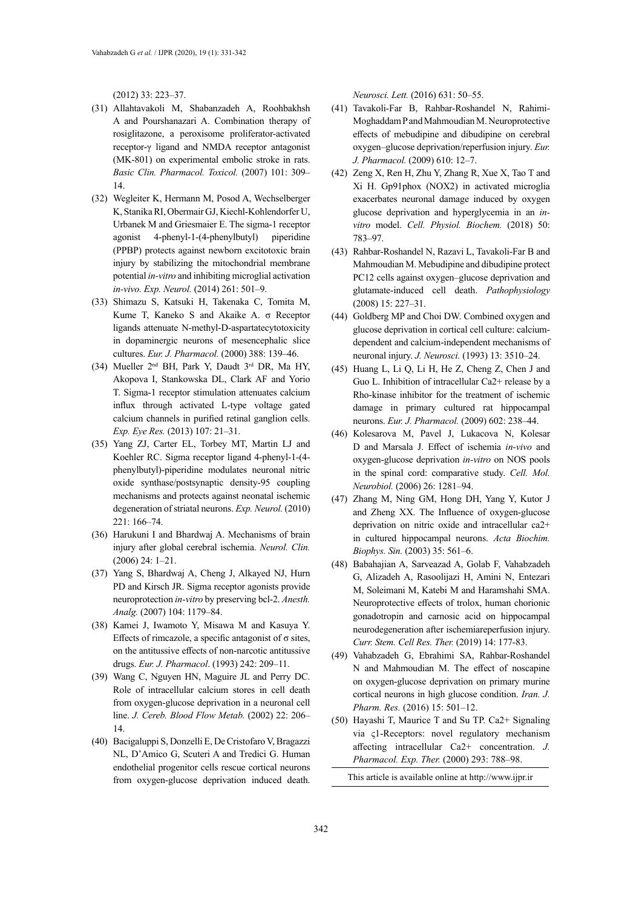(2012) 33: 223–37.

(31) Allahtavakoli M, Shabanzadeh A, Roohbakhsh A and Pourshanazari A. Combination therapy of rosiglitazone, a peroxisome proliferator-activated receptor-γ ligand and NMDA receptor antagonist (MK-801) on experimental embolic stroke in rats. *Basic Clin. Pharmacol. Toxicol.* (2007) 101: 309–14.

(32) Wegleiter K, Hermann M, Posod A, Wechselberger K, Stanika RI, Obermair GJ, Kiechl-Kohlendorfer U, Urbanek M and Griesmaier E. The sigma-1 receptor agonist 4-phenyl-1-(4-phenylbutyl) piperidine (PPBP) protects against newborn excitotoxic brain injury by stabilizing the mitochondrial membrane potential *in-vitro* and inhibiting microglial activation *in-vivo*. *Exp. Neurol.* (2014) 261: 501–9.

(33) Shimazu S, Katsuki H, Takenaka C, Tomita M, Kume T, Kaneko S and Akaike A. σ Receptor ligands attenuate N-methyl-D-aspartatecytotoxicity in dopaminergic neurons of mesencephalic slice cultures. *Eur. J. Pharmacol.* (2000) 388: 139–46.

(34) Mueller 2nd BH, Park Y, Daudt 3rd DR, Ma HY, Akopova I, Stankowska DL, Clark AF and Yorio T. Sigma-1 receptor stimulation attenuates calcium influx through activated L-type voltage gated calcium channels in purified retinal ganglion cells. *Exp. Eye Res.* (2013) 107: 21–31.

(35) Yang ZJ, Carter EL, Torbey MT, Martin LJ and Koehler RC. Sigma receptor ligand 4-phenyl-1-(4-phenylbutyl)-piperidine modulates neuronal nitric oxide synthase/postsynaptic density-95 coupling mechanisms and protects against neonatal ischemic degeneration of striatal neurons. *Exp. Neurol.* (2010) 221: 166–74.

(36) Harukuni I and Bhardwaj A. Mechanisms of brain injury after global cerebral ischemia. *Neurol. Clin.* (2006) 24: 1–21.

(37) Yang S, Bhardwaj A, Cheng J, Alkayed NJ, Hurn PD and Kirsch JR. Sigma receptor agonists provide neuroprotection *in-vitro* by preserving bcl-2. *Anesth. Analg.* (2007) 104: 1179–84.

(38) Kamei J, Iwamoto Y, Misawa M and Kasuya Y. Effects of rimcazole, a specific antagonist of σ sites, on the antitussive effects of non-narcotic antitussive drugs. *Eur. J. Pharmacol*. (1993) 242: 209–11.

(39) Wang C, Nguyen HN, Maguire JL and Perry DC. Role of intracellular calcium stores in cell death from oxygen-glucose deprivation in a neuronal cell line. *J. Cereb. Blood Flow Metab.* (2002) 22: 206–14.

(40) Bacigaluppi S, Donzelli E, De Cristofaro V, Bragazzi NL, D'Amico G, Scuteri A and Tredici G. Human endothelial progenitor cells rescue cortical neurons from oxygen-glucose deprivation induced death. *Neurosci. Lett.* (2016) 631: 50–55.

(41) Tavakoli-Far B, Rahbar-Roshandel N, Rahimi-Moghaddam P and Mahmoudian M. Neuroprotective effects of mebudipine and dibudipine on cerebral oxygen–glucose deprivation/reperfusion injury. *Eur. J. Pharmacol.* (2009) 610: 12–7.

(42) Zeng X, Ren H, Zhu Y, Zhang R, Xue X, Tao T and Xi H. Gp91phox (NOX2) in activated microglia exacerbates neuronal damage induced by oxygen glucose deprivation and hyperglycemia in an *in-vitro* model. *Cell. Physiol. Biochem.* (2018) 50: 783–97.

(43) Rahbar-Roshandel N, Razavi L, Tavakoli-Far B and Mahmoudian M. Mebudipine and dibudipine protect PC12 cells against oxygen–glucose deprivation and glutamate-induced cell death. *Pathophysiology* (2008) 15: 227–31.

(44) Goldberg MP and Choi DW. Combined oxygen and glucose deprivation in cortical cell culture: calcium-dependent and calcium-independent mechanisms of neuronal injury. *J. Neurosci.* (1993) 13: 3510–24.

(45) Huang L, Li Q, Li H, He Z, Cheng Z, Chen J and Guo L. Inhibition of intracellular Ca2+ release by a Rho-kinase inhibitor for the treatment of ischemic damage in primary cultured rat hippocampal neurons. *Eur. J. Pharmacol.* (2009) 602: 238–44.

(46) Kolesarova M, Pavel J, Lukacova N, Kolesar D and Marsala J. Effect of ischemia *in-vivo* and oxygen-glucose deprivation *in-vitro* on NOS pools in the spinal cord: comparative study. *Cell. Mol. Neurobiol.* (2006) 26: 1281–94.

(47) Zhang M, Ning GM, Hong DH, Yang Y, Kutor J and Zheng XX. The Influence of oxygen-glucose deprivation on nitric oxide and intracellular ca2+ in cultured hippocampal neurons. *Acta Biochim. Biophys. Sin.* (2003) 35: 561–6.

(48) Babahajian A, Sarveazad A, Golab F, Vahabzadeh G, Alizadeh A, Rasoolijazi H, Amini N, Entezari M, Soleimani M, Katebi M and Haramshahi SMA. Neuroprotective effects of trolox, human chorionic gonadotropin and carnosic acid on hippocampal neurodegeneration after ischemiareperfusion injury. *Curr. Stem. Cell Res. Ther.* (2019) 14: 177-83.

(49) Vahabzadeh G, Ebrahimi SA, Rahbar-Roshandel N and Mahmoudian M. The effect of noscapine on oxygen-glucose deprivation on primary murine cortical neurons in high glucose condition. *Iran. J. Pharm. Res.* (2016) 15: 501–12.

(50) Hayashi T, Maurice T and Su TP. Ca2+ Signaling via ς1-Receptors: novel regulatory mechanism affecting intracellular Ca2+ concentration. *J. Pharmacol. Exp. Ther.* (2000) 293: 788–98.

This article is available online at http://www.ijpr.ir